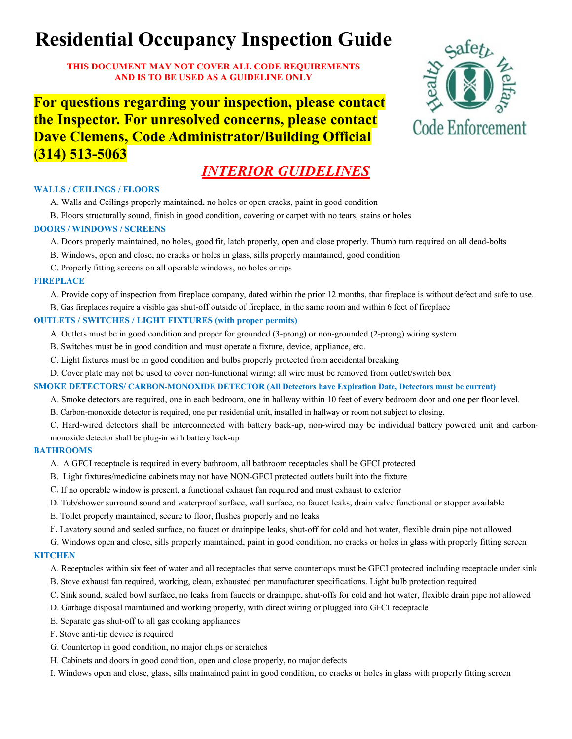# Residential Occupancy Inspection Guide

**THIS DOCUMENT MAY NOT COVER ALL CODE REQUIREMENTS AND IS TO BE USED AS A GUIDELINE ONLY**

**For questions regarding your inspection, please contact the Inspector. For unresolved concerns, please contact Dave Clemens, Code Administrator/Building Official (314) 513-5063**

Health Safety Welfare
Code Enforcement

## *INTERIOR GUIDELINES*

### WALLS / CEILINGS / FLOORS

A. Walls and Ceilings properly maintained, no holes or open cracks, paint in good condition

B. Floors structurally sound, finish in good condition, covering or carpet with no tears, stains or holes

### DOORS / WINDOWS / SCREENS

A. Doors properly maintained, no holes, good fit, latch properly, open and close properly. Thumb turn required on all dead-bolts

B. Windows, open and close, no cracks or holes in glass, sills properly maintained, good condition

C. Properly fitting screens on all operable windows, no holes or rips

### FIREPLACE

A. Provide copy of inspection from fireplace company, dated within the prior 12 months, that fireplace is without defect and safe to use.

B. Gas fireplaces require a visible gas shut-off outside of fireplace, in the same room and within 6 feet of fireplace

### OUTLETS / SWITCHES / LIGHT FIXTURES (with proper permits)

A. Outlets must be in good condition and proper for grounded (3-prong) or non-grounded (2-prong) wiring system

B. Switches must be in good condition and must operate a fixture, device, appliance, etc.

C. Light fixtures must be in good condition and bulbs properly protected from accidental breaking

D. Cover plate may not be used to cover non-functional wiring; all wire must be removed from outlet/switch box

### SMOKE DETECTORS/ CARBON-MONOXIDE DETECTOR (All Detectors have Expiration Date, Detectors must be current)

A. Smoke detectors are required, one in each bedroom, one in hallway within 10 feet of every bedroom door and one per floor level.

B. Carbon-monoxide detector is required, one per residential unit, installed in hallway or room not subject to closing.

C. Hard-wired detectors shall be interconnected with battery back-up, non-wired may be individual battery powered unit and carbon-monoxide detector shall be plug-in with battery back-up

### BATHROOMS

A. A GFCI receptacle is required in every bathroom, all bathroom receptacles shall be GFCI protected

B. Light fixtures/medicine cabinets may not have NON-GFCI protected outlets built into the fixture

C. If no operable window is present, a functional exhaust fan required and must exhaust to exterior

D. Tub/shower surround sound and waterproof surface, wall surface, no faucet leaks, drain valve functional or stopper available

E. Toilet properly maintained, secure to floor, flushes properly and no leaks

F. Lavatory sound and sealed surface, no faucet or drainpipe leaks, shut-off for cold and hot water, flexible drain pipe not allowed

G. Windows open and close, sills properly maintained, paint in good condition, no cracks or holes in glass with properly fitting screen

### KITCHEN

A. Receptacles within six feet of water and all receptacles that serve countertops must be GFCI protected including receptacle under sink

B. Stove exhaust fan required, working, clean, exhausted per manufacturer specifications. Light bulb protection required

C. Sink sound, sealed bowl surface, no leaks from faucets or drainpipe, shut-offs for cold and hot water, flexible drain pipe not allowed

D. Garbage disposal maintained and working properly, with direct wiring or plugged into GFCI receptacle

E. Separate gas shut-off to all gas cooking appliances

F. Stove anti-tip device is required

G. Countertop in good condition, no major chips or scratches

H. Cabinets and doors in good condition, open and close properly, no major defects

I. Windows open and close, glass, sills maintained paint in good condition, no cracks or holes in glass with properly fitting screen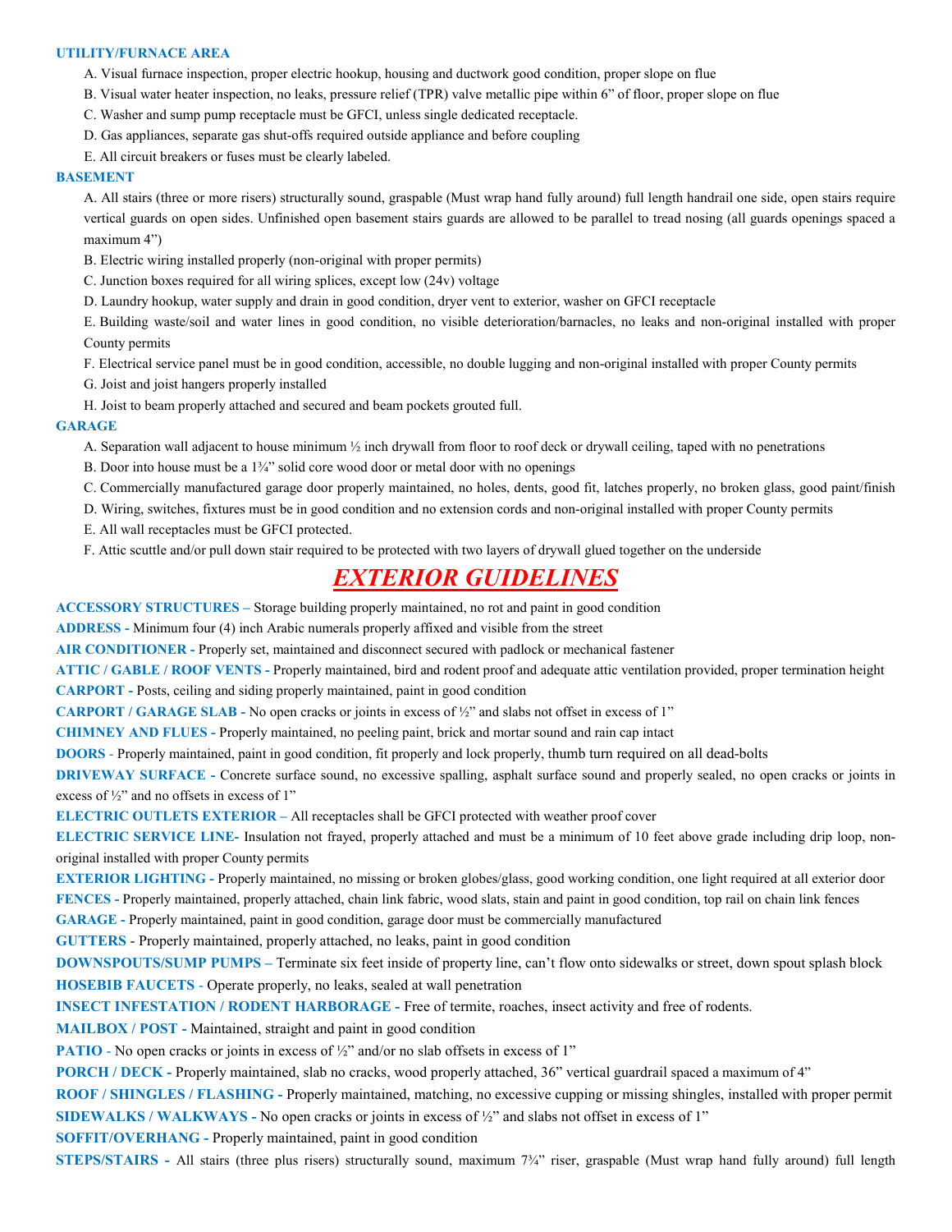### UTILITY/FURNACE AREA

A. Visual furnace inspection, proper electric hookup, housing and ductwork good condition, proper slope on flue

B. Visual water heater inspection, no leaks, pressure relief (TPR) valve metallic pipe within 6" of floor, proper slope on flue

C. Washer and sump pump receptacle must be GFCI, unless single dedicated receptacle.

D. Gas appliances, separate gas shut-offs required outside appliance and before coupling

E. All circuit breakers or fuses must be clearly labeled.

### BASEMENT

A. All stairs (three or more risers) structurally sound, graspable (Must wrap hand fully around) full length handrail one side, open stairs require vertical guards on open sides. Unfinished open basement stairs guards are allowed to be parallel to tread nosing (all guards openings spaced a maximum 4")

B. Electric wiring installed properly (non-original with proper permits)

C. Junction boxes required for all wiring splices, except low (24v) voltage

D. Laundry hookup, water supply and drain in good condition, dryer vent to exterior, washer on GFCI receptacle

E. Building waste/soil and water lines in good condition, no visible deterioration/barnacles, no leaks and non-original installed with proper County permits

F. Electrical service panel must be in good condition, accessible, no double lugging and non-original installed with proper County permits

G. Joist and joist hangers properly installed

H. Joist to beam properly attached and secured and beam pockets grouted full.

### GARAGE

A. Separation wall adjacent to house minimum ½ inch drywall from floor to roof deck or drywall ceiling, taped with no penetrations

B. Door into house must be a 1¾" solid core wood door or metal door with no openings

C. Commercially manufactured garage door properly maintained, no holes, dents, good fit, latches properly, no broken glass, good paint/finish

D. Wiring, switches, fixtures must be in good condition and no extension cords and non-original installed with proper County permits

E. All wall receptacles must be GFCI protected.

F. Attic scuttle and/or pull down stair required to be protected with two layers of drywall glued together on the underside

# *EXTERIOR GUIDELINES*

**ACCESSORY STRUCTURES –** Storage building properly maintained, no rot and paint in good condition

**ADDRESS -** Minimum four (4) inch Arabic numerals properly affixed and visible from the street

**AIR CONDITIONER -** Properly set, maintained and disconnect secured with padlock or mechanical fastener

**ATTIC / GABLE / ROOF VENTS -** Properly maintained, bird and rodent proof and adequate attic ventilation provided, proper termination height

**CARPORT -** Posts, ceiling and siding properly maintained, paint in good condition

**CARPORT / GARAGE SLAB -** No open cracks or joints in excess of ½" and slabs not offset in excess of 1"

**CHIMNEY AND FLUES -** Properly maintained, no peeling paint, brick and mortar sound and rain cap intact

**DOORS -** Properly maintained, paint in good condition, fit properly and lock properly, thumb turn required on all dead-bolts

**DRIVEWAY SURFACE -** Concrete surface sound, no excessive spalling, asphalt surface sound and properly sealed, no open cracks or joints in excess of ½" and no offsets in excess of 1"

**ELECTRIC OUTLETS EXTERIOR –** All receptacles shall be GFCI protected with weather proof cover

**ELECTRIC SERVICE LINE-** Insulation not frayed, properly attached and must be a minimum of 10 feet above grade including drip loop, non-original installed with proper County permits

**EXTERIOR LIGHTING -** Properly maintained, no missing or broken globes/glass, good working condition, one light required at all exterior door

**FENCES -** Properly maintained, properly attached, chain link fabric, wood slats, stain and paint in good condition, top rail on chain link fences

**GARAGE -** Properly maintained, paint in good condition, garage door must be commercially manufactured

**GUTTERS -** Properly maintained, properly attached, no leaks, paint in good condition

**DOWNSPOUTS/SUMP PUMPS –** Terminate six feet inside of property line, can't flow onto sidewalks or street, down spout splash block

**HOSEBIB FAUCETS -** Operate properly, no leaks, sealed at wall penetration

**INSECT INFESTATION / RODENT HARBORAGE -** Free of termite, roaches, insect activity and free of rodents.

**MAILBOX / POST -** Maintained, straight and paint in good condition

**PATIO -** No open cracks or joints in excess of ½" and/or no slab offsets in excess of 1"

**PORCH / DECK -** Properly maintained, slab no cracks, wood properly attached, 36" vertical guardrail spaced a maximum of 4"

**ROOF / SHINGLES / FLASHING -** Properly maintained, matching, no excessive cupping or missing shingles, installed with proper permit

**SIDEWALKS / WALKWAYS -** No open cracks or joints in excess of ½" and slabs not offset in excess of 1"

**SOFFIT/OVERHANG -** Properly maintained, paint in good condition

**STEPS/STAIRS -** All stairs (three plus risers) structurally sound, maximum 7¾" riser, graspable (Must wrap hand fully around) full length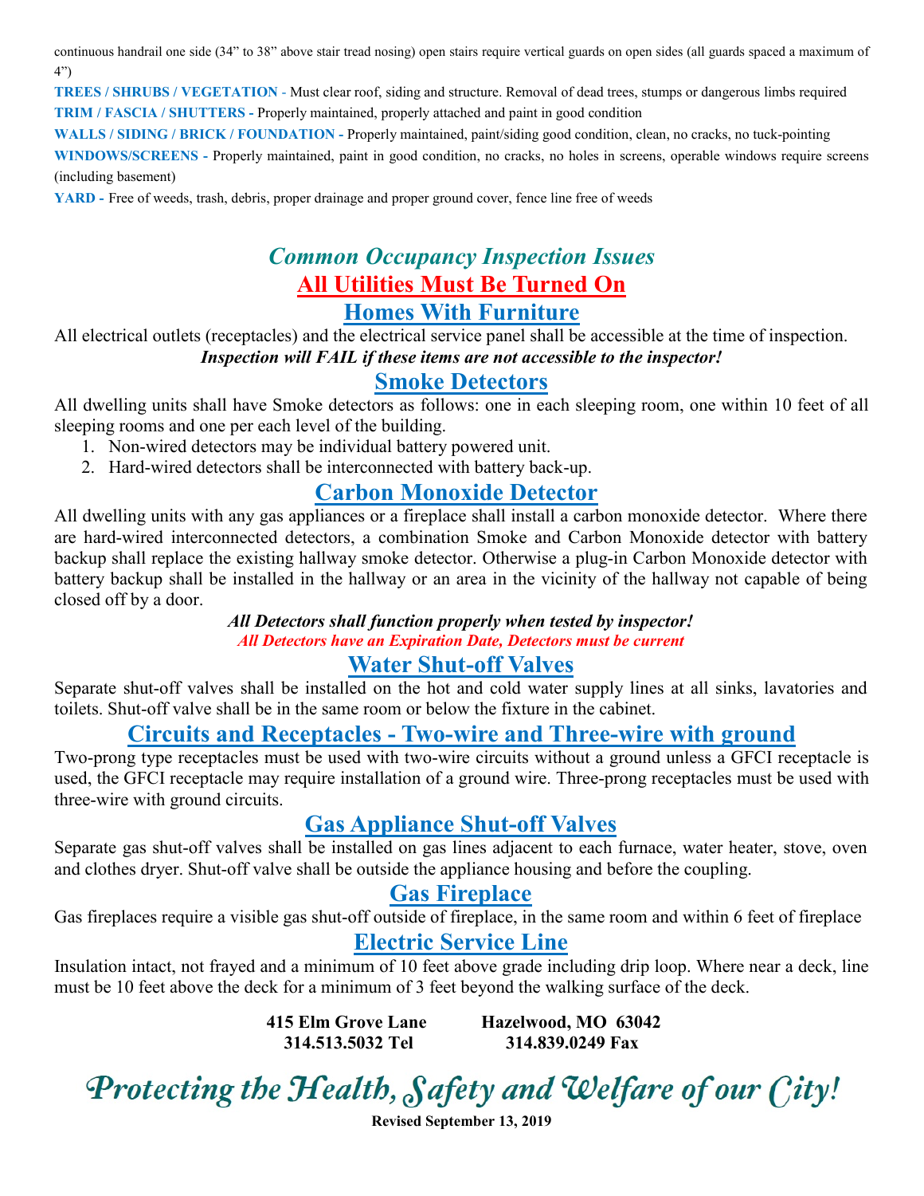continuous handrail one side (34” to 38” above stair tread nosing) open stairs require vertical guards on open sides (all guards spaced a maximum of 4”)

**TREES / SHRUBS / VEGETATION -** Must clear roof, siding and structure. Removal of dead trees, stumps or dangerous limbs required

**TRIM / FASCIA / SHUTTERS -** Properly maintained, properly attached and paint in good condition

**WALLS / SIDING / BRICK / FOUNDATION -** Properly maintained, paint/siding good condition, clean, no cracks, no tuck-pointing

**WINDOWS/SCREENS -** Properly maintained, paint in good condition, no cracks, no holes in screens, operable windows require screens (including basement)

**YARD -** Free of weeds, trash, debris, proper drainage and proper ground cover, fence line free of weeds

## *Common Occupancy Inspection Issues*

## All Utilities Must Be Turned On

### Homes With Furniture

All electrical outlets (receptacles) and the electrical service panel shall be accessible at the time of inspection.

***Inspection will FAIL if these items are not accessible to the inspector!***

### Smoke Detectors

All dwelling units shall have Smoke detectors as follows: one in each sleeping room, one within 10 feet of all sleeping rooms and one per each level of the building.

1. Non-wired detectors may be individual battery powered unit.
2. Hard-wired detectors shall be interconnected with battery back-up.

### Carbon Monoxide Detector

All dwelling units with any gas appliances or a fireplace shall install a carbon monoxide detector. Where there are hard-wired interconnected detectors, a combination Smoke and Carbon Monoxide detector with battery backup shall replace the existing hallway smoke detector. Otherwise a plug-in Carbon Monoxide detector with battery backup shall be installed in the hallway or an area in the vicinity of the hallway not capable of being closed off by a door.

***All Detectors shall function properly when tested by inspector!***

***All Detectors have an Expiration Date, Detectors must be current***

### Water Shut-off Valves

Separate shut-off valves shall be installed on the hot and cold water supply lines at all sinks, lavatories and toilets. Shut-off valve shall be in the same room or below the fixture in the cabinet.

### Circuits and Receptacles - Two-wire and Three-wire with ground

Two-prong type receptacles must be used with two-wire circuits without a ground unless a GFCI receptacle is used, the GFCI receptacle may require installation of a ground wire. Three-prong receptacles must be used with three-wire with ground circuits.

### Gas Appliance Shut-off Valves

Separate gas shut-off valves shall be installed on gas lines adjacent to each furnace, water heater, stove, oven and clothes dryer. Shut-off valve shall be outside the appliance housing and before the coupling.

### Gas Fireplace

Gas fireplaces require a visible gas shut-off outside of fireplace, in the same room and within 6 feet of fireplace

### Electric Service Line

Insulation intact, not frayed and a minimum of 10 feet above grade including drip loop. Where near a deck, line must be 10 feet above the deck for a minimum of 3 feet beyond the walking surface of the deck.

**415 Elm Grove Lane Hazelwood, MO 63042**
**314.513.5032 Tel 314.839.0249 Fax**

*Protecting the Health, Safety and Welfare of our City!*

**Revised September 13, 2019**